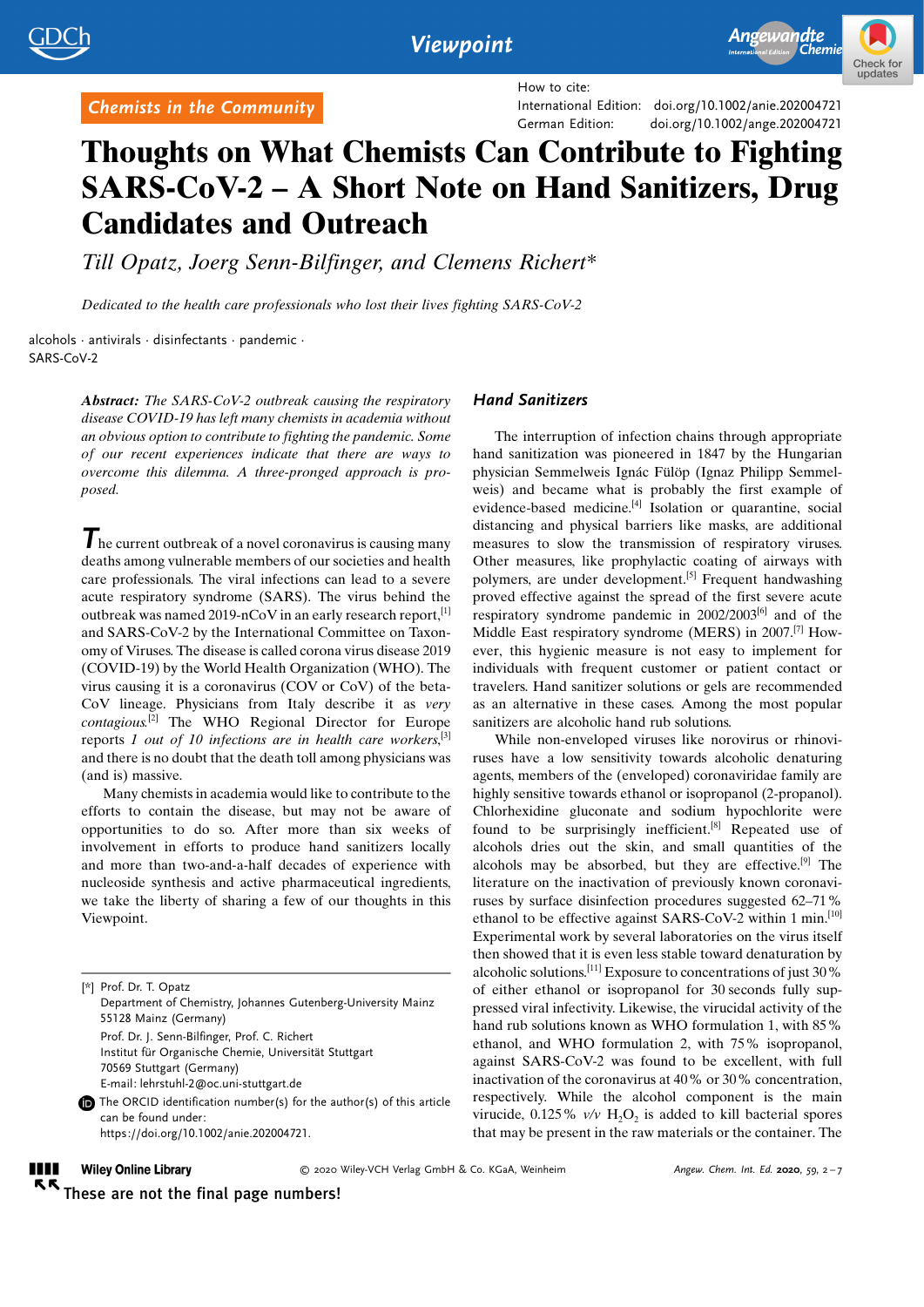Chemists in the Community

How to cite:
International Edition: doi.org/10.1002/anie.202004721
German Edition: doi.org/10.1002/ange.202004721

# Thoughts on What Chemists Can Contribute to Fighting SARS-CoV-2 – A Short Note on Hand Sanitizers, Drug Candidates and Outreach

*Till Opatz, Joerg Senn-Bilfinger, and Clemens Richert**

*Dedicated to the health care professionals who lost their lives fighting SARS-CoV-2*

alcohols · antivirals · disinfectants · pandemic · SARS-CoV-2

***Abstract:** The SARS-CoV-2 outbreak causing the respiratory disease COVID-19 has left many chemists in academia without an obvious option to contribute to fighting the pandemic. Some of our recent experiences indicate that there are ways to overcome this dilemma. A three-pronged approach is proposed.*

The current outbreak of a novel coronavirus is causing many deaths among vulnerable members of our societies and health care professionals. The viral infections can lead to a severe acute respiratory syndrome (SARS). The virus behind the outbreak was named 2019-nCoV in an early research report,[1] and SARS-CoV-2 by the International Committee on Taxonomy of Viruses. The disease is called corona virus disease 2019 (COVID-19) by the World Health Organization (WHO). The virus causing it is a coronavirus (COV or CoV) of the beta-CoV lineage. Physicians from Italy describe it as *very contagious*.[2] The WHO Regional Director for Europe reports *1 out of 10 infections are in health care workers*,[3] and there is no doubt that the death toll among physicians was (and is) massive.

Many chemists in academia would like to contribute to the efforts to contain the disease, but may not be aware of opportunities to do so. After more than six weeks of involvement in efforts to produce hand sanitizers locally and more than two-and-a-half decades of experience with nucleoside synthesis and active pharmaceutical ingredients, we take the liberty of sharing a few of our thoughts in this Viewpoint.

## Hand Sanitizers

The interruption of infection chains through appropriate hand sanitization was pioneered in 1847 by the Hungarian physician Semmelweis Ignác Fülöp (Ignaz Philipp Semmelweis) and became what is probably the first example of evidence-based medicine.[4] Isolation or quarantine, social distancing and physical barriers like masks, are additional measures to slow the transmission of respiratory viruses. Other measures, like prophylactic coating of airways with polymers, are under development.[5] Frequent handwashing proved effective against the spread of the first severe acute respiratory syndrome pandemic in 2002/2003[6] and of the Middle East respiratory syndrome (MERS) in 2007.[7] However, this hygienic measure is not easy to implement for individuals with frequent customer or patient contact or travelers. Hand sanitizer solutions or gels are recommended as an alternative in these cases. Among the most popular sanitizers are alcoholic hand rub solutions.

While non-enveloped viruses like norovirus or rhinoviruses have a low sensitivity towards alcoholic denaturing agents, members of the (enveloped) coronaviridae family are highly sensitive towards ethanol or isopropanol (2-propanol). Chlorhexidine gluconate and sodium hypochlorite were found to be surprisingly inefficient.[8] Repeated use of alcohols dries out the skin, and small quantities of the alcohols may be absorbed, but they are effective.[9] The literature on the inactivation of previously known coronaviruses by surface disinfection procedures suggested 62–71% ethanol to be effective against SARS-CoV-2 within 1 min.[10] Experimental work by several laboratories on the virus itself then showed that it is even less stable toward denaturation by alcoholic solutions.[11] Exposure to concentrations of just 30% of either ethanol or isopropanol for 30 seconds fully suppressed viral infectivity. Likewise, the virucidal activity of the hand rub solutions known as WHO formulation 1, with 85% ethanol, and WHO formulation 2, with 75% isopropanol, against SARS-CoV-2 was found to be excellent, with full inactivation of the coronavirus at 40% or 30% concentration, respectively. While the alcohol component is the main virucide, 0.125% *v/v* $H_2O_2$ is added to kill bacterial spores that may be present in the raw materials or the container. The

[*] Prof. Dr. T. Opatz
Department of Chemistry, Johannes Gutenberg-University Mainz
55128 Mainz (Germany)
Prof. Dr. J. Senn-Bilfinger, Prof. C. Richert
Institut für Organische Chemie, Universität Stuttgart
70569 Stuttgart (Germany)
E-mail: lehrstuhl-2@oc.uni-stuttgart.de

The ORCID identification number(s) for the author(s) of this article can be found under: https://doi.org/10.1002/anie.202004721.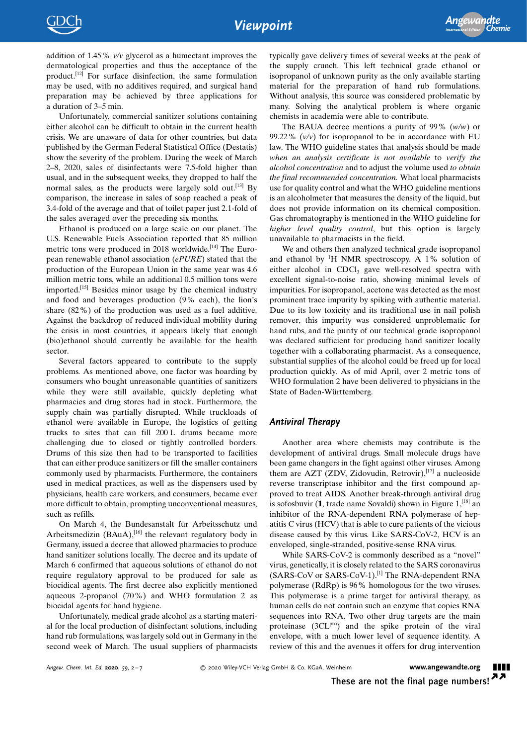addition of 1.45% *v/v* glycerol as a humectant improves the dermatological properties and thus the acceptance of the product.[12] For surface disinfection, the same formulation may be used, with no additives required, and surgical hand preparation may be achieved by three applications for a duration of 3–5 min.

Unfortunately, commercial sanitizer solutions containing either alcohol can be difficult to obtain in the current health crisis. We are unaware of data for other countries, but data published by the German Federal Statistical Office (Destatis) show the severity of the problem. During the week of March 2–8, 2020, sales of disinfectants were 7.5-fold higher than usual, and in the subsequent weeks, they dropped to half the normal sales, as the products were largely sold out.[13] By comparison, the increase in sales of soap reached a peak of 3.4-fold of the average and that of toilet paper just 2.1-fold of the sales averaged over the preceding six months.

Ethanol is produced on a large scale on our planet. The U.S. Renewable Fuels Association reported that 85 million metric tons were produced in 2018 worldwide.[14] The European renewable ethanol association (*ePURE*) stated that the production of the European Union in the same year was 4.6 million metric tons, while an additional 0.5 million tons were imported.[15] Besides minor usage by the chemical industry and food and beverages production (9% each), the lion's share (82%) of the production was used as a fuel additive. Against the backdrop of reduced individual mobility during the crisis in most countries, it appears likely that enough (bio)ethanol should currently be available for the health sector.

Several factors appeared to contribute to the supply problems. As mentioned above, one factor was hoarding by consumers who bought unreasonable quantities of sanitizers while they were still available, quickly depleting what pharmacies and drug stores had in stock. Furthermore, the supply chain was partially disrupted. While truckloads of ethanol were available in Europe, the logistics of getting trucks to sites that can fill 200 L drums became more challenging due to closed or tightly controlled borders. Drums of this size then had to be transported to facilities that can either produce sanitizers or fill the smaller containers commonly used by pharmacists. Furthermore, the containers used in medical practices, as well as the dispensers used by physicians, health care workers, and consumers, became ever more difficult to obtain, prompting unconventional measures, such as refills.

On March 4, the Bundesanstalt für Arbeitsschutz und Arbeitsmedizin (BAuA),[16] the relevant regulatory body in Germany, issued a decree that allowed pharmacies to produce hand sanitizer solutions locally. The decree and its update of March 6 confirmed that aqueous solutions of ethanol do not require regulatory approval to be produced for sale as biocidical agents. The first decree also explicitly mentioned aqueous 2-propanol (70%) and WHO formulation 2 as biocidal agents for hand hygiene.

Unfortunately, medical grade alcohol as a starting material for the local production of disinfectant solutions, including hand rub formulations, was largely sold out in Germany in the second week of March. The usual suppliers of pharmacists typically gave delivery times of several weeks at the peak of the supply crunch. This left technical grade ethanol or isopropanol of unknown purity as the only available starting material for the preparation of hand rub formulations. Without analysis, this source was considered problematic by many. Solving the analytical problem is where organic chemists in academia were able to contribute.

The BAUA decree mentions a purity of 99% (*w/w*) or 99.22% (*v/v*) for isopropanol to be in accordance with EU law. The WHO guideline states that analysis should be made *when an analysis certificate is not available* to *verify the alcohol concentration* and to adjust the volume used *to obtain the final recommended concentration.* What local pharmacists use for quality control and what the WHO guideline mentions is an alcoholmeter that measures the density of the liquid, but does not provide information on its chemical composition. Gas chromatography is mentioned in the WHO guideline for *higher level quality control*, but this option is largely unavailable to pharmacists in the field.

We and others then analyzed technical grade isopropanol and ethanol by $^1$H NMR spectroscopy. A 1% solution of either alcohol in $CDCl_3$ gave well-resolved spectra with excellent signal-to-noise ratio, showing minimal levels of impurities. For isopropanol, acetone was detected as the most prominent trace impurity by spiking with authentic material. Due to its low toxicity and its traditional use in nail polish remover, this impurity was considered unproblematic for hand rubs, and the purity of our technical grade isopropanol was declared sufficient for producing hand sanitizer locally together with a collaborating pharmacist. As a consequence, substantial supplies of the alcohol could be freed up for local production quickly. As of mid April, over 2 metric tons of WHO formulation 2 have been delivered to physicians in the State of Baden-Württemberg.

## Antiviral Therapy

Another area where chemists may contribute is the development of antiviral drugs. Small molecule drugs have been game changers in the fight against other viruses. Among them are AZT (ZDV, Zidovudin, Retrovir),[17] a nucleoside reverse transcriptase inhibitor and the first compound approved to treat AIDS. Another break-through antiviral drug is sofosbuvir (**1**, trade name Sovaldi) shown in Figure 1,[18] an inhibitor of the RNA-dependent RNA polymerase of hepatitis C virus (HCV) that is able to cure patients of the vicious disease caused by this virus. Like SARS-CoV-2, HCV is an enveloped, single-stranded, positive-sense RNA virus.

While SARS-CoV-2 is commonly described as a "novel" virus, genetically, it is closely related to the SARS coronavirus (SARS-CoV or SARS-CoV-1).[1] The RNA-dependent RNA polymerase (RdRp) is 96% homologous for the two viruses. This polymerase is a prime target for antiviral therapy, as human cells do not contain such an enzyme that copies RNA sequences into RNA. Two other drug targets are the main proteinase ($3CL^{pro}$) and the spike protein of the viral envelope, with a much lower level of sequence identity. A review of this and the avenues it offers for drug intervention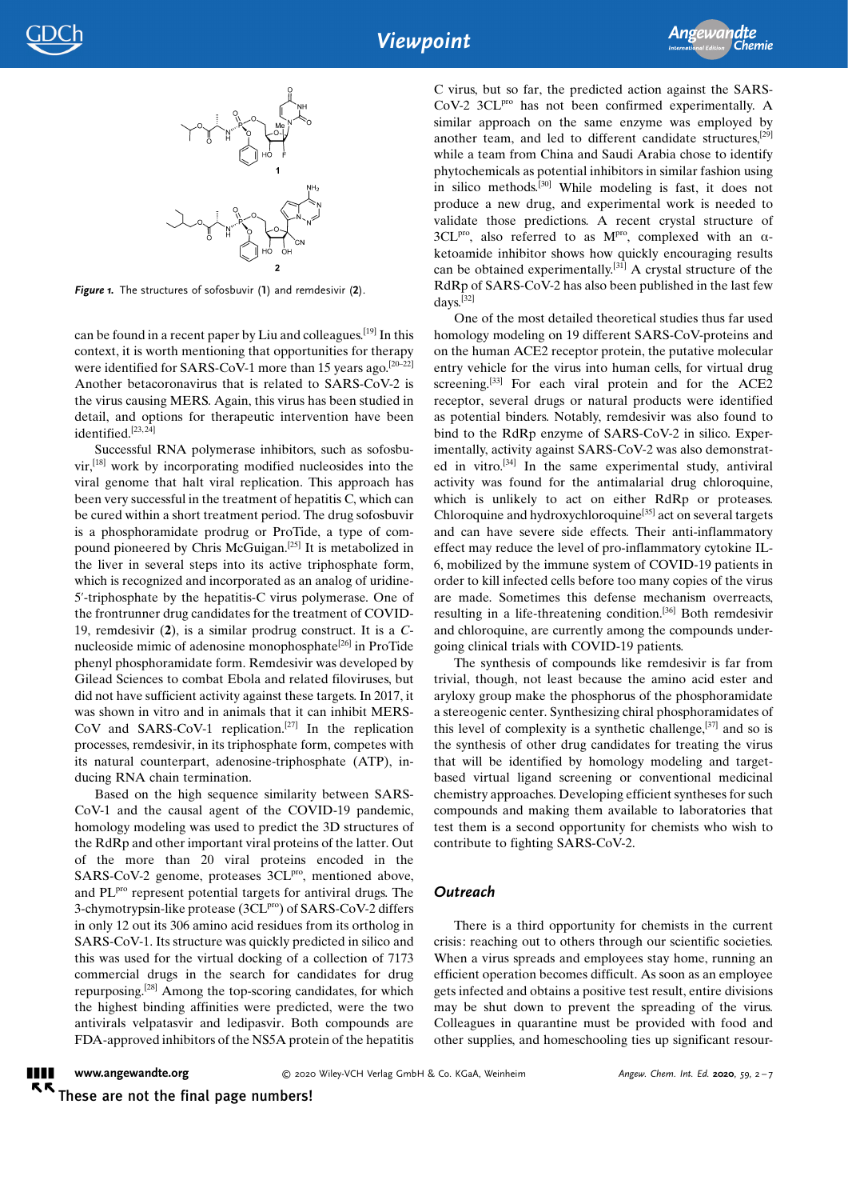*Figure 1.* The structures of sofosbuvir (**1**) and remdesivir (**2**).

can be found in a recent paper by Liu and colleagues.[19] In this context, it is worth mentioning that opportunities for therapy were identified for SARS-CoV-1 more than 15 years ago.[20–22] Another betacoronavirus that is related to SARS-CoV-2 is the virus causing MERS. Again, this virus has been studied in detail, and options for therapeutic intervention have been identified.[23,24]

Successful RNA polymerase inhibitors, such as sofosbuvir,[18] work by incorporating modified nucleosides into the viral genome that halt viral replication. This approach has been very successful in the treatment of hepatitis C, which can be cured within a short treatment period. The drug sofosbuvir is a phosphoramidate prodrug or ProTide, a type of compound pioneered by Chris McGuigan.[25] It is metabolized in the liver in several steps into its active triphosphate form, which is recognized and incorporated as an analog of uridine-5′-triphosphate by the hepatitis-C virus polymerase. One of the frontrunner drug candidates for the treatment of COVID-19, remdesivir (**2**), is a similar prodrug construct. It is a *C*-nucleoside mimic of adenosine monophosphate[26] in ProTide phenyl phosphoramidate form. Remdesivir was developed by Gilead Sciences to combat Ebola and related filoviruses, but did not have sufficient activity against these targets. In 2017, it was shown in vitro and in animals that it can inhibit MERS-CoV and SARS-CoV-1 replication.[27] In the replication processes, remdesivir, in its triphosphate form, competes with its natural counterpart, adenosine-triphosphate (ATP), inducing RNA chain termination.

Based on the high sequence similarity between SARS-CoV-1 and the causal agent of the COVID-19 pandemic, homology modeling was used to predict the 3D structures of the RdRp and other important viral proteins of the latter. Out of the more than 20 viral proteins encoded in the SARS-CoV-2 genome, proteases 3CL$^{pro}$, mentioned above, and PL$^{pro}$ represent potential targets for antiviral drugs. The 3-chymotrypsin-like protease (3CL$^{pro}$) of SARS-CoV-2 differs in only 12 out its 306 amino acid residues from its ortholog in SARS-CoV-1. Its structure was quickly predicted in silico and this was used for the virtual docking of a collection of 7173 commercial drugs in the search for candidates for drug repurposing.[28] Among the top-scoring candidates, for which the highest binding affinities were predicted, were the two antivirals velpatasvir and ledipasvir. Both compounds are FDA-approved inhibitors of the NS5A protein of the hepatitis C virus, but so far, the predicted action against the SARS-CoV-2 3CL$^{pro}$ has not been confirmed experimentally. A similar approach on the same enzyme was employed by another team, and led to different candidate structures,[29] while a team from China and Saudi Arabia chose to identify phytochemicals as potential inhibitors in similar fashion using in silico methods.[30] While modeling is fast, it does not produce a new drug, and experimental work is needed to validate those predictions. A recent crystal structure of 3CL$^{pro}$, also referred to as M$^{pro}$, complexed with an α-ketoamide inhibitor shows how quickly encouraging results can be obtained experimentally.[31] A crystal structure of the RdRp of SARS-CoV-2 has also been published in the last few days.[32]

One of the most detailed theoretical studies thus far used homology modeling on 19 different SARS-CoV-proteins and on the human ACE2 receptor protein, the putative molecular entry vehicle for the virus into human cells, for virtual drug screening.[33] For each viral protein and for the ACE2 receptor, several drugs or natural products were identified as potential binders. Notably, remdesivir was also found to bind to the RdRp enzyme of SARS-CoV-2 in silico. Experimentally, activity against SARS-CoV-2 was also demonstrated in vitro.[34] In the same experimental study, antiviral activity was found for the antimalarial drug chloroquine, which is unlikely to act on either RdRp or proteases. Chloroquine and hydroxychloroquine[35] act on several targets and can have severe side effects. Their anti-inflammatory effect may reduce the level of pro-inflammatory cytokine IL-6, mobilized by the immune system of COVID-19 patients in order to kill infected cells before too many copies of the virus are made. Sometimes this defense mechanism overreacts, resulting in a life-threatening condition.[36] Both remdesivir and chloroquine, are currently among the compounds undergoing clinical trials with COVID-19 patients.

The synthesis of compounds like remdesivir is far from trivial, though, not least because the amino acid ester and aryloxy group make the phosphorus of the phosphoramidate a stereogenic center. Synthesizing chiral phosphoramidates of this level of complexity is a synthetic challenge,[37] and so is the synthesis of other drug candidates for treating the virus that will be identified by homology modeling and target-based virtual ligand screening or conventional medicinal chemistry approaches. Developing efficient syntheses for such compounds and making them available to laboratories that test them is a second opportunity for chemists who wish to contribute to fighting SARS-CoV-2.

## Outreach

There is a third opportunity for chemists in the current crisis: reaching out to others through our scientific societies. When a virus spreads and employees stay home, running an efficient operation becomes difficult. As soon as an employee gets infected and obtains a positive test result, entire divisions may be shut down to prevent the spreading of the virus. Colleagues in quarantine must be provided with food and other supplies, and homeschooling ties up significant resour-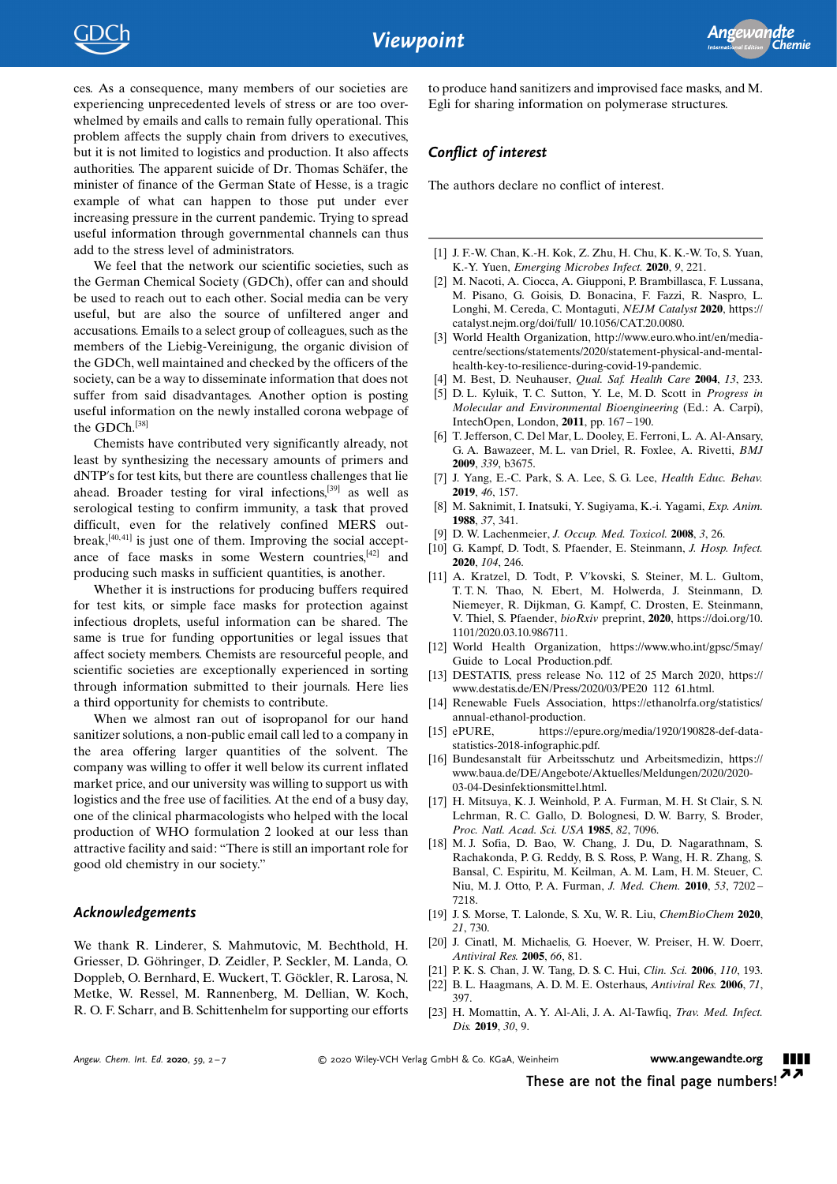ces. As a consequence, many members of our societies are experiencing unprecedented levels of stress or are too overwhelmed by emails and calls to remain fully operational. This problem affects the supply chain from drivers to executives, but it is not limited to logistics and production. It also affects authorities. The apparent suicide of Dr. Thomas Schäfer, the minister of finance of the German State of Hesse, is a tragic example of what can happen to those put under ever increasing pressure in the current pandemic. Trying to spread useful information through governmental channels can thus add to the stress level of administrators.

We feel that the network our scientific societies, such as the German Chemical Society (GDCh), offer can and should be used to reach out to each other. Social media can be very useful, but are also the source of unfiltered anger and accusations. Emails to a select group of colleagues, such as the members of the Liebig-Vereinigung, the organic division of the GDCh, well maintained and checked by the officers of the society, can be a way to disseminate information that does not suffer from said disadvantages. Another option is posting useful information on the newly installed corona webpage of the GDCh.[38]

Chemists have contributed very significantly already, not least by synthesizing the necessary amounts of primers and dNTP's for test kits, but there are countless challenges that lie ahead. Broader testing for viral infections,[39] as well as serological testing to confirm immunity, a task that proved difficult, even for the relatively confined MERS outbreak,[40,41] is just one of them. Improving the social acceptance of face masks in some Western countries,[42] and producing such masks in sufficient quantities, is another.

Whether it is instructions for producing buffers required for test kits, or simple face masks for protection against infectious droplets, useful information can be shared. The same is true for funding opportunities or legal issues that affect society members. Chemists are resourceful people, and scientific societies are exceptionally experienced in sorting through information submitted to their journals. Here lies a third opportunity for chemists to contribute.

When we almost ran out of isopropanol for our hand sanitizer solutions, a non-public email call led to a company in the area offering larger quantities of the solvent. The company was willing to offer it well below its current inflated market price, and our university was willing to support us with logistics and the free use of facilities. At the end of a busy day, one of the clinical pharmacologists who helped with the local production of WHO formulation 2 looked at our less than attractive facility and said: "There is still an important role for good old chemistry in our society."

## Acknowledgements

We thank R. Linderer, S. Mahmutovic, M. Bechthold, H. Griesser, D. Göhringer, D. Zeidler, P. Seckler, M. Landa, O. Doppleb, O. Bernhard, E. Wuckert, T. Göckler, R. Larosa, N. Metke, W. Ressel, M. Rannenberg, M. Dellian, W. Koch, R. O. F. Scharr, and B. Schittenhelm for supporting our efforts to produce hand sanitizers and improvised face masks, and M. Egli for sharing information on polymerase structures.

## Conflict of interest

The authors declare no conflict of interest.

[1] J. F.-W. Chan, K.-H. Kok, Z. Zhu, H. Chu, K. K.-W. To, S. Yuan, K.-Y. Yuen, *Emerging Microbes Infect.* **2020**, *9*, 221.
[2] M. Nacoti, A. Ciocca, A. Giupponi, P. Brambillasca, F. Lussana, M. Pisano, G. Goisis, D. Bonacina, F. Fazzi, R. Naspro, L. Longhi, M. Cereda, C. Montaguti, *NEJM Catalyst* **2020**, https://catalyst.nejm.org/doi/full/ 10.1056/CAT.20.0080.
[3] World Health Organization, http://www.euro.who.int/en/media-centre/sections/statements/2020/statement-physical-and-mental-health-key-to-resilience-during-covid-19-pandemic.
[4] M. Best, D. Neuhauser, *Qual. Saf. Health Care* **2004**, *13*, 233.
[5] D. L. Kyluik, T. C. Sutton, Y. Le, M. D. Scott in *Progress in Molecular and Environmental Bioengineering* (Ed.: A. Carpi), InTechOpen, London, **2011**, pp. 167–190.
[6] T. Jefferson, C. Del Mar, L. Dooley, E. Ferroni, L. A. Al-Ansary, G. A. Bawazeer, M. L. van Driel, R. Foxlee, A. Rivetti, *BMJ* **2009**, *339*, b3675.
[7] J. Yang, E.-C. Park, S. A. Lee, S. G. Lee, *Health Educ. Behav.* **2019**, *46*, 157.
[8] M. Saknimit, I. Inatsuki, Y. Sugiyama, K.-i. Yagami, *Exp. Anim.* **1988**, *37*, 341.
[9] D. W. Lachenmeier, *J. Occup. Med. Toxicol.* **2008**, *3*, 26.
[10] G. Kampf, D. Todt, S. Pfaender, E. Steinmann, *J. Hosp. Infect.* **2020**, *104*, 246.
[11] A. Kratzel, D. Todt, P. V'kovski, S. Steiner, M. L. Gultom, T. T. N. Thao, N. Ebert, M. Holwerda, J. Steinmann, D. Niemeyer, R. Dijkman, G. Kampf, C. Drosten, E. Steinmann, V. Thiel, S. Pfaender, *bioRxiv* preprint, **2020**, https://doi.org/10.1101/2020.03.10.986711.
[12] World Health Organization, https://www.who.int/gpsc/5may/Guide to Local Production.pdf.
[13] DESTATIS, press release No. 112 of 25 March 2020, https://www.destatis.de/EN/Press/2020/03/PE20 112 61.html.
[14] Renewable Fuels Association, https://ethanolrfa.org/statistics/annual-ethanol-production.
[15] ePURE, https://epure.org/media/1920/190828-def-data-statistics-2018-infographic.pdf.
[16] Bundesanstalt für Arbeitsschutz und Arbeitsmedizin, https://www.baua.de/DE/Angebote/Aktuelles/Meldungen/2020/2020-03-04-Desinfektionsmittel.html.
[17] H. Mitsuya, K. J. Weinhold, P. A. Furman, M. H. St Clair, S. N. Lehrman, R. C. Gallo, D. Bolognesi, D. W. Barry, S. Broder, *Proc. Natl. Acad. Sci. USA* **1985**, *82*, 7096.
[18] M. J. Sofia, D. Bao, W. Chang, J. Du, D. Nagarathnam, S. Rachakonda, P. G. Reddy, B. S. Ross, P. Wang, H. R. Zhang, S. Bansal, C. Espiritu, M. Keilman, A. M. Lam, H. M. Steuer, C. Niu, M. J. Otto, P. A. Furman, *J. Med. Chem.* **2010**, *53*, 7202–7218.
[19] J. S. Morse, T. Lalonde, S. Xu, W. R. Liu, *ChemBioChem* **2020**, *21*, 730.
[20] J. Cinatl, M. Michaelis, G. Hoever, W. Preiser, H. W. Doerr, *Antiviral Res.* **2005**, *66*, 81.
[21] P. K. S. Chan, J. W. Tang, D. S. C. Hui, *Clin. Sci.* **2006**, *110*, 193.
[22] B. L. Haagmans, A. D. M. E. Osterhaus, *Antiviral Res.* **2006**, *71*, 397.
[23] H. Momattin, A. Y. Al-Ali, J. A. Al-Tawfiq, *Trav. Med. Infect. Dis.* **2019**, *30*, 9.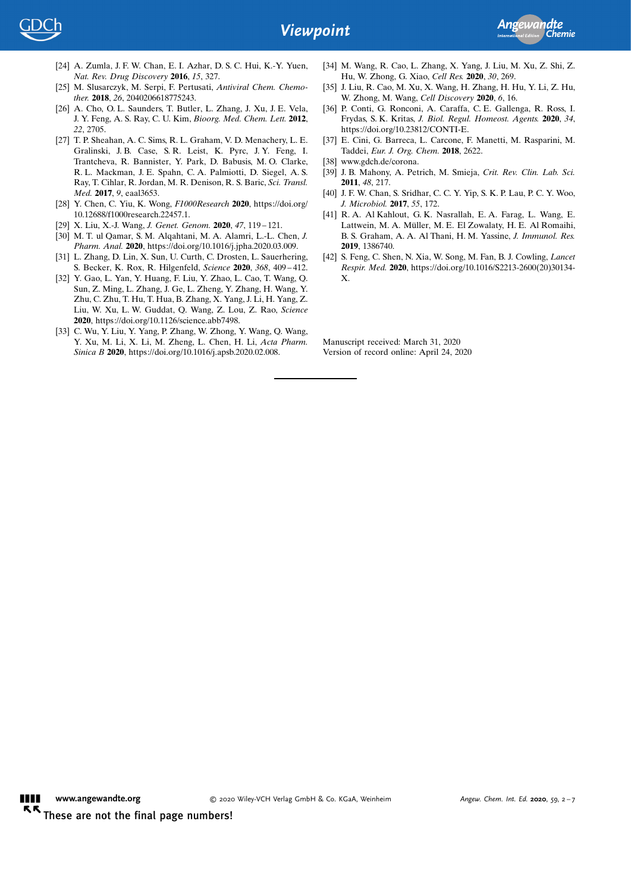[24] A. Zumla, J. F. W. Chan, E. I. Azhar, D. S. C. Hui, K.-Y. Yuen, *Nat. Rev. Drug Discovery* **2016**, *15*, 327.

[25] M. Slusarczyk, M. Serpi, F. Pertusati, *Antiviral Chem. Chemother.* **2018**, *26*, 2040206618775243.

[26] A. Cho, O. L. Saunders, T. Butler, L. Zhang, J. Xu, J. E. Vela, J. Y. Feng, A. S. Ray, C. U. Kim, *Bioorg. Med. Chem. Lett.* **2012**, *22*, 2705.

[27] T. P. Sheahan, A. C. Sims, R. L. Graham, V. D. Menachery, L. E. Gralinski, J. B. Case, S. R. Leist, K. Pyrc, J. Y. Feng, I. Trantcheva, R. Bannister, Y. Park, D. Babusis, M. O. Clarke, R. L. Mackman, J. E. Spahn, C. A. Palmiotti, D. Siegel, A. S. Ray, T. Cihlar, R. Jordan, M. R. Denison, R. S. Baric, *Sci. Transl. Med.* **2017**, *9*, eaal3653.

[28] Y. Chen, C. Yiu, K. Wong, *F1000Research* **2020**, https://doi.org/10.12688/f1000research.22457.1.

[29] X. Liu, X.-J. Wang, *J. Genet. Genom.* **2020**, *47*, 119 – 121.

[30] M. T. ul Qamar, S. M. Alqahtani, M. A. Alamri, L.-L. Chen, *J. Pharm. Anal.* **2020**, https://doi.org/10.1016/j.jpha.2020.03.009.

[31] L. Zhang, D. Lin, X. Sun, U. Curth, C. Drosten, L. Sauerhering, S. Becker, K. Rox, R. Hilgenfeld, *Science* **2020**, *368*, 409 – 412.

[32] Y. Gao, L. Yan, Y. Huang, F. Liu, Y. Zhao, L. Cao, T. Wang, Q. Sun, Z. Ming, L. Zhang, J. Ge, L. Zheng, Y. Zhang, H. Wang, Y. Zhu, C. Zhu, T. Hu, T. Hua, B. Zhang, X. Yang, J. Li, H. Yang, Z. Liu, W. Xu, L. W. Guddat, Q. Wang, Z. Lou, Z. Rao, *Science* **2020**, https://doi.org/10.1126/science.abb7498.

[33] C. Wu, Y. Liu, Y. Yang, P. Zhang, W. Zhong, Y. Wang, Q. Wang, Y. Xu, M. Li, X. Li, M. Zheng, L. Chen, H. Li, *Acta Pharm. Sinica B* **2020**, https://doi.org/10.1016/j.apsb.2020.02.008.

[34] M. Wang, R. Cao, L. Zhang, X. Yang, J. Liu, M. Xu, Z. Shi, Z. Hu, W. Zhong, G. Xiao, *Cell Res.* **2020**, *30*, 269.

[35] J. Liu, R. Cao, M. Xu, X. Wang, H. Zhang, H. Hu, Y. Li, Z. Hu, W. Zhong, M. Wang, *Cell Discovery* **2020**, *6*, 16.

[36] P. Conti, G. Ronconi, A. Caraffa, C. E. Gallenga, R. Ross, I. Frydas, S. K. Kritas, *J. Biol. Regul. Homeost. Agents.* **2020**, *34*, https://doi.org/10.23812/CONTI-E.

[37] E. Cini, G. Barreca, L. Carcone, F. Manetti, M. Rasparini, M. Taddei, *Eur. J. Org. Chem.* **2018**, 2622.

[38] www.gdch.de/corona.

[39] J. B. Mahony, A. Petrich, M. Smieja, *Crit. Rev. Clin. Lab. Sci.* **2011**, *48*, 217.

[40] J. F. W. Chan, S. Sridhar, C. C. Y. Yip, S. K. P. Lau, P. C. Y. Woo, *J. Microbiol.* **2017**, *55*, 172.

[41] R. A. Al Kahlout, G. K. Nasrallah, E. A. Farag, L. Wang, E. Lattwein, M. A. Müller, M. E. El Zowalaty, H. E. Al Romaihi, B. S. Graham, A. A. Al Thani, H. M. Yassine, *J. Immunol. Res.* **2019**, 1386740.

[42] S. Feng, C. Shen, N. Xia, W. Song, M. Fan, B. J. Cowling, *Lancet Respir. Med.* **2020**, https://doi.org/10.1016/S2213-2600(20)30134-X.

Manuscript received: March 31, 2020
Version of record online: April 24, 2020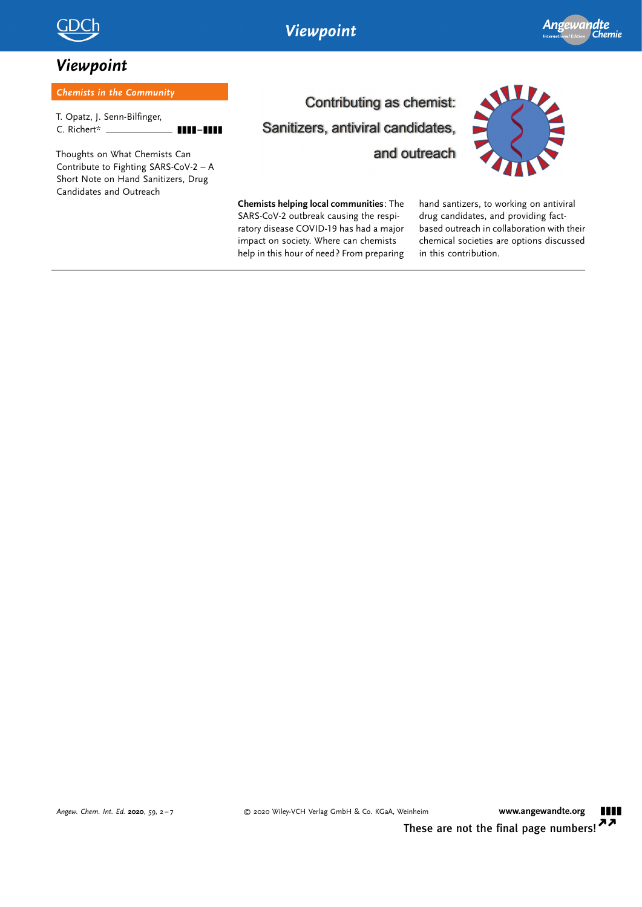## Viewpoint

*Chemists in the Community*

T. Opatz, J. Senn-Bilfinger, C. Richert* ______ ▮▮▮▮–▮▮▮▮

Thoughts on What Chemists Can Contribute to Fighting SARS-CoV-2 – A Short Note on Hand Sanitizers, Drug Candidates and Outreach

Contributing as chemist: Sanitizers, antiviral candidates, and outreach

**Chemists helping local communities**: The SARS-CoV-2 outbreak causing the respiratory disease COVID-19 has had a major impact on society. Where can chemists help in this hour of need? From preparing hand santizers, to working on antiviral drug candidates, and providing fact-based outreach in collaboration with their chemical societies are options discussed in this contribution.